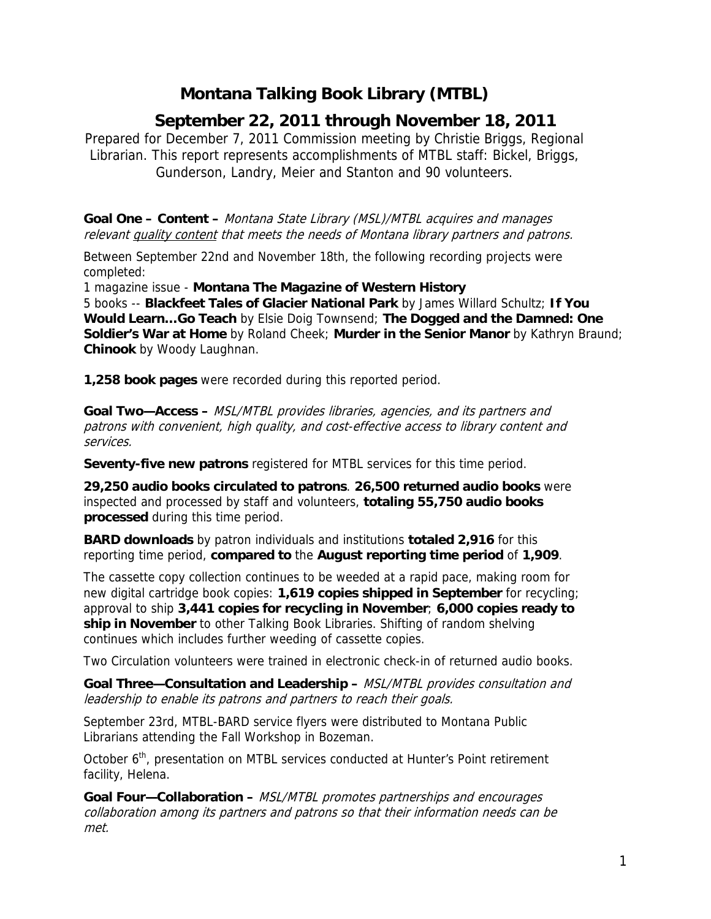# Montana Talking Book Library (MTBL)

## September 22, 2011 through November 18, 2011

Prepared for December 7, 2011 Commission meeting by Christie Briggs, Regional Librarian. This report represents accomplishments of MTBL staff: Bickel, Briggs, Gunderson, Landry, Meier and Stanton and 90 volunteers.

**Goal One – Content –** *Montana State Library (MSL)/MTBL acquires and manages relevant quality content that meets the needs of Montana library partners and patrons.*

Between September 22nd and November 18th, the following recording projects were completed:

1 magazine issue - **Montana The Magazine of Western History**

5 books -- **Blackfeet Tales of Glacier National Park** by James Willard Schultz; **If You Would Learn…Go Teach** by Elsie Doig Townsend; **The Dogged and the Damned: One Soldier's War at Home** by Roland Cheek; **Murder in the Senior Manor** by Kathryn Braund; **Chinook** by Woody Laughnan.

**1,258 book pages** were recorded during this reported period.

**Goal Two—Access –** *MSL/MTBL provides libraries, agencies, and its partners and patrons with convenient, high quality, and cost-effective access to library content and services.*

**Seventy-five new patrons** registered for MTBL services for this time period.

**29,250 audio books circulated to patrons**. **26,500 returned audio books** were inspected and processed by staff and volunteers, **totaling 55,750 audio books processed** during this time period.

**BARD downloads** by patron individuals and institutions **totaled 2,916** for this reporting time period, **compared to** the **August reporting time period** of **1,909**.

The cassette copy collection continues to be weeded at a rapid pace, making room for new digital cartridge book copies: **1,619 copies shipped in September** for recycling; approval to ship **3,441 copies for recycling in November**; **6,000 copies ready to ship in November** to other Talking Book Libraries. Shifting of random shelving continues which includes further weeding of cassette copies.

Two Circulation volunteers were trained in electronic check-in of returned audio books.

**Goal Three—Consultation and Leadership –** *MSL/MTBL provides consultation and leadership to enable its patrons and partners to reach their goals.*

September 23rd, MTBL-BARD service flyers were distributed to Montana Public Librarians attending the Fall Workshop in Bozeman.

October 6th, presentation on MTBL services conducted at Hunter's Point retirement facility, Helena.

**Goal Four—Collaboration –** *MSL/MTBL promotes partnerships and encourages collaboration among its partners and patrons so that their information needs can be met.*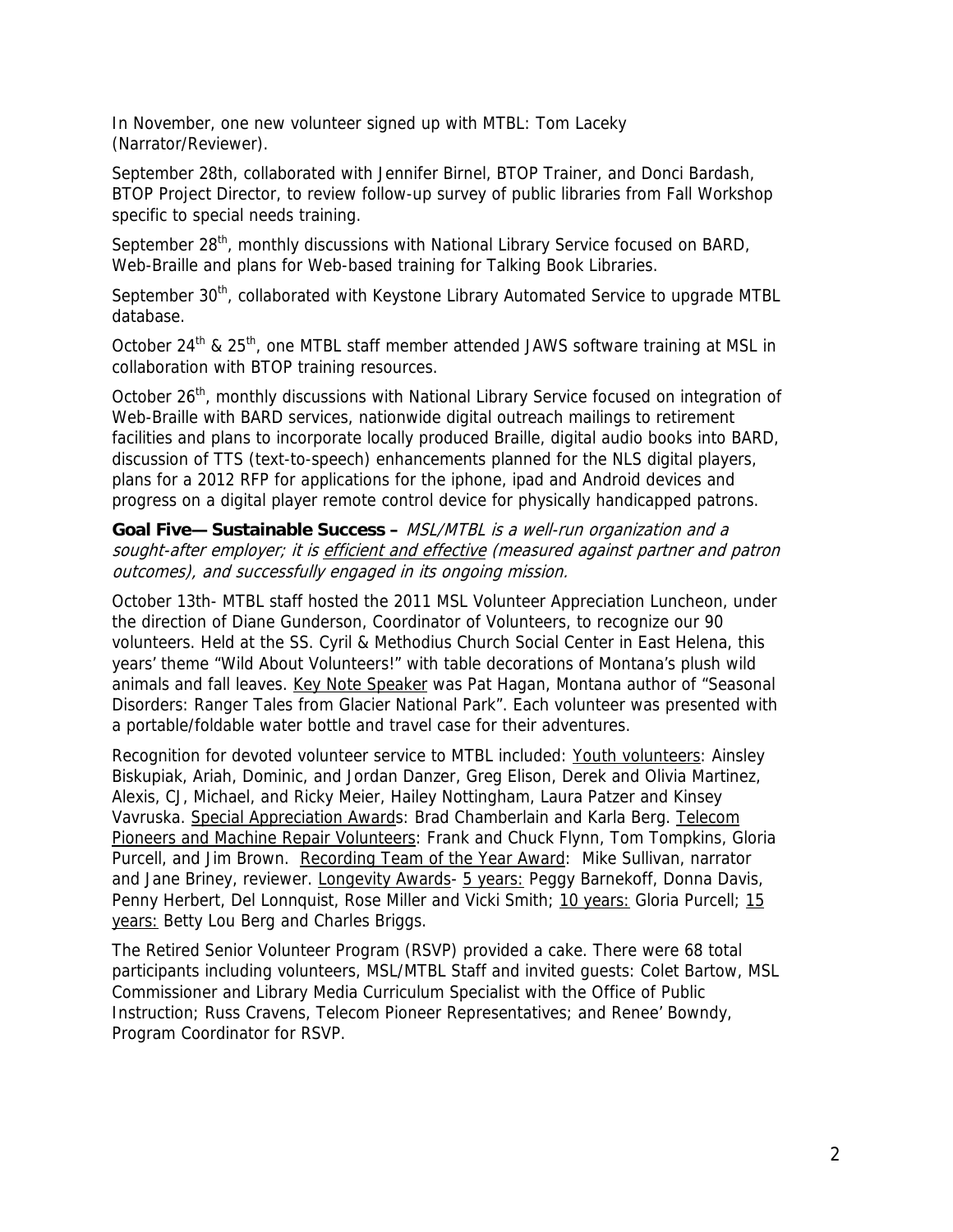In November, one new volunteer signed up with MTBL: Tom Laceky (Narrator/Reviewer).

September 28th, collaborated with Jennifer Birnel, BTOP Trainer, and Donci Bardash, BTOP Project Director, to review follow-up survey of public libraries from Fall Workshop specific to special needs training.

September 28th, monthly discussions with National Library Service focused on BARD, Web-Braille and plans for Web-based training for Talking Book Libraries.

September 30th, collaborated with Keystone Library Automated Service to upgrade MTBL database.

October 24th & 25th, one MTBL staff member attended JAWS software training at MSL in collaboration with BTOP training resources.

October 26th, monthly discussions with National Library Service focused on integration of Web-Braille with BARD services, nationwide digital outreach mailings to retirement facilities and plans to incorporate locally produced Braille, digital audio books into BARD, discussion of TTS (text-to-speech) enhancements planned for the NLS digital players, plans for a 2012 RFP for applications for the iphone, ipad and Android devices and progress on a digital player remote control device for physically handicapped patrons.

**Goal Five— Sustainable Success –** *MSL/MTBL is a well-run organization and a sought-after employer; it is* <u>*efficient and effective*</u> *(measured against partner and patron outcomes), and successfully engaged in its ongoing mission.*

October 13th- MTBL staff hosted the 2011 MSL Volunteer Appreciation Luncheon, under the direction of Diane Gunderson, Coordinator of Volunteers, to recognize our 90 volunteers. Held at the SS. Cyril & Methodius Church Social Center in East Helena, this years' theme "Wild About Volunteers!" with table decorations of Montana's plush wild animals and fall leaves. <u>Key Note Speaker</u> was Pat Hagan, Montana author of "Seasonal Disorders: Ranger Tales from Glacier National Park". Each volunteer was presented with a portable/foldable water bottle and travel case for their adventures.

Recognition for devoted volunteer service to MTBL included: <u>Youth volunteers</u>: Ainsley Biskupiak, Ariah, Dominic, and Jordan Danzer, Greg Elison, Derek and Olivia Martinez, Alexis, CJ, Michael, and Ricky Meier, Hailey Nottingham, Laura Patzer and Kinsey Vavruska. <u>Special Appreciation Award</u>s: Brad Chamberlain and Karla Berg. <u>Telecom Pioneers and Machine Repair Volunteers</u>: Frank and Chuck Flynn, Tom Tompkins, Gloria Purcell, and Jim Brown. <u>Recording Team of the Year Award</u>: Mike Sullivan, narrator and Jane Briney, reviewer. <u>Longevity Awards</u>- <u>5 years:</u> Peggy Barnekoff, Donna Davis, Penny Herbert, Del Lonnquist, Rose Miller and Vicki Smith; <u>10 years:</u> Gloria Purcell; <u>15 years:</u> Betty Lou Berg and Charles Briggs.

The Retired Senior Volunteer Program (RSVP) provided a cake. There were 68 total participants including volunteers, MSL/MTBL Staff and invited guests: Colet Bartow, MSL Commissioner and Library Media Curriculum Specialist with the Office of Public Instruction; Russ Cravens, Telecom Pioneer Representatives; and Renee' Bowndy, Program Coordinator for RSVP.